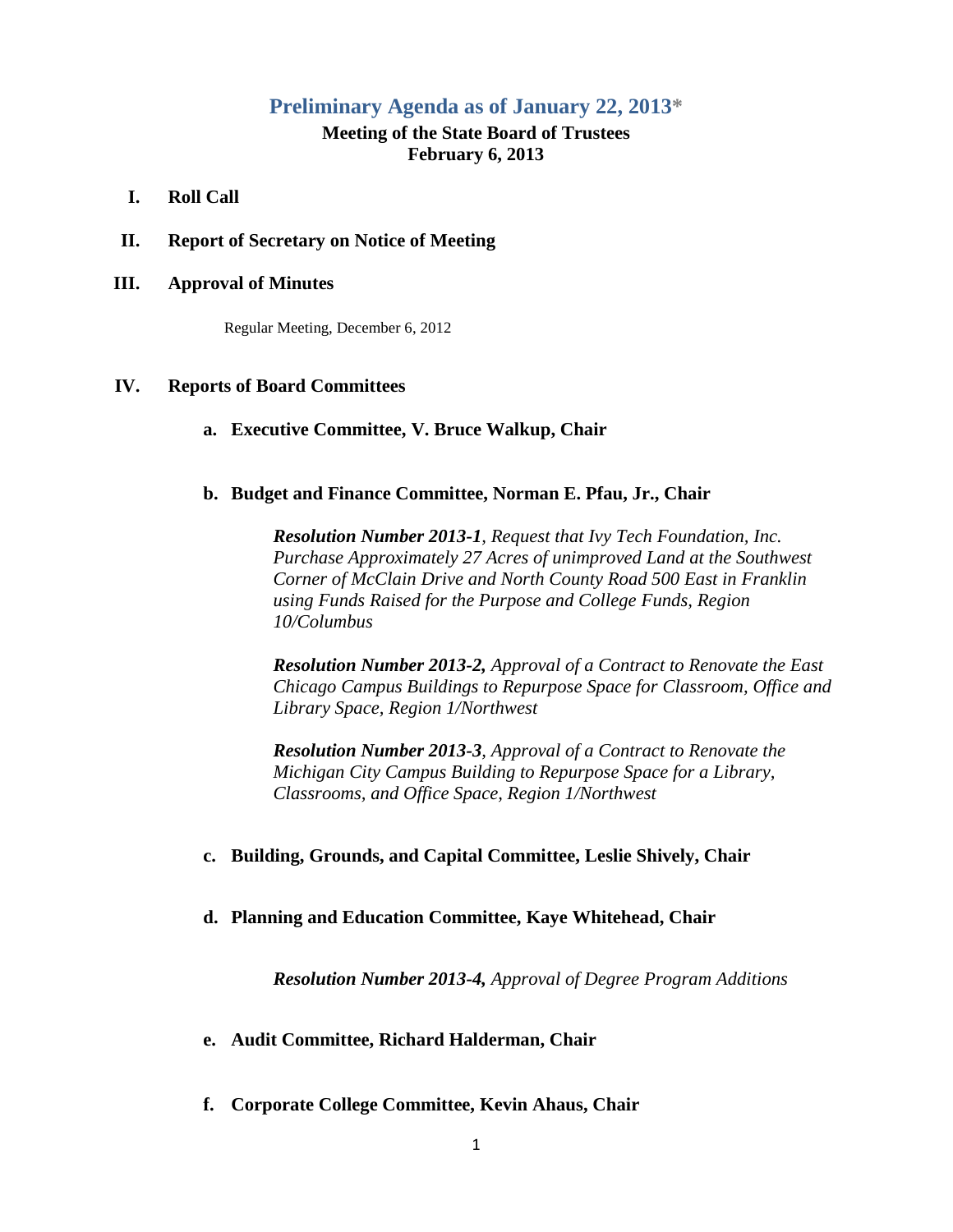# Preliminary Agenda as of January 22, 2013*

## Meeting of the State Board of Trustees
## February 6, 2013

**I. Roll Call**

**II. Report of Secretary on Notice of Meeting**

**III. Approval of Minutes**

Regular Meeting, December 6, 2012

**IV. Reports of Board Committees**

**a. Executive Committee, V. Bruce Walkup, Chair**

**b. Budget and Finance Committee, Norman E. Pfau, Jr., Chair**

***Resolution Number 2013-1****, Request that Ivy Tech Foundation, Inc. Purchase Approximately 27 Acres of unimproved Land at the Southwest Corner of McClain Drive and North County Road 500 East in Franklin using Funds Raised for the Purpose and College Funds, Region 10/Columbus*

***Resolution Number 2013-2,*** *Approval of a Contract to Renovate the East Chicago Campus Buildings to Repurpose Space for Classroom, Office and Library Space, Region 1/Northwest*

***Resolution Number 2013-3****, Approval of a Contract to Renovate the Michigan City Campus Building to Repurpose Space for a Library, Classrooms, and Office Space, Region 1/Northwest*

**c. Building, Grounds, and Capital Committee, Leslie Shively, Chair**

**d. Planning and Education Committee, Kaye Whitehead, Chair**

***Resolution Number 2013-4,*** *Approval of Degree Program Additions*

**e. Audit Committee, Richard Halderman, Chair**

**f. Corporate College Committee, Kevin Ahaus, Chair**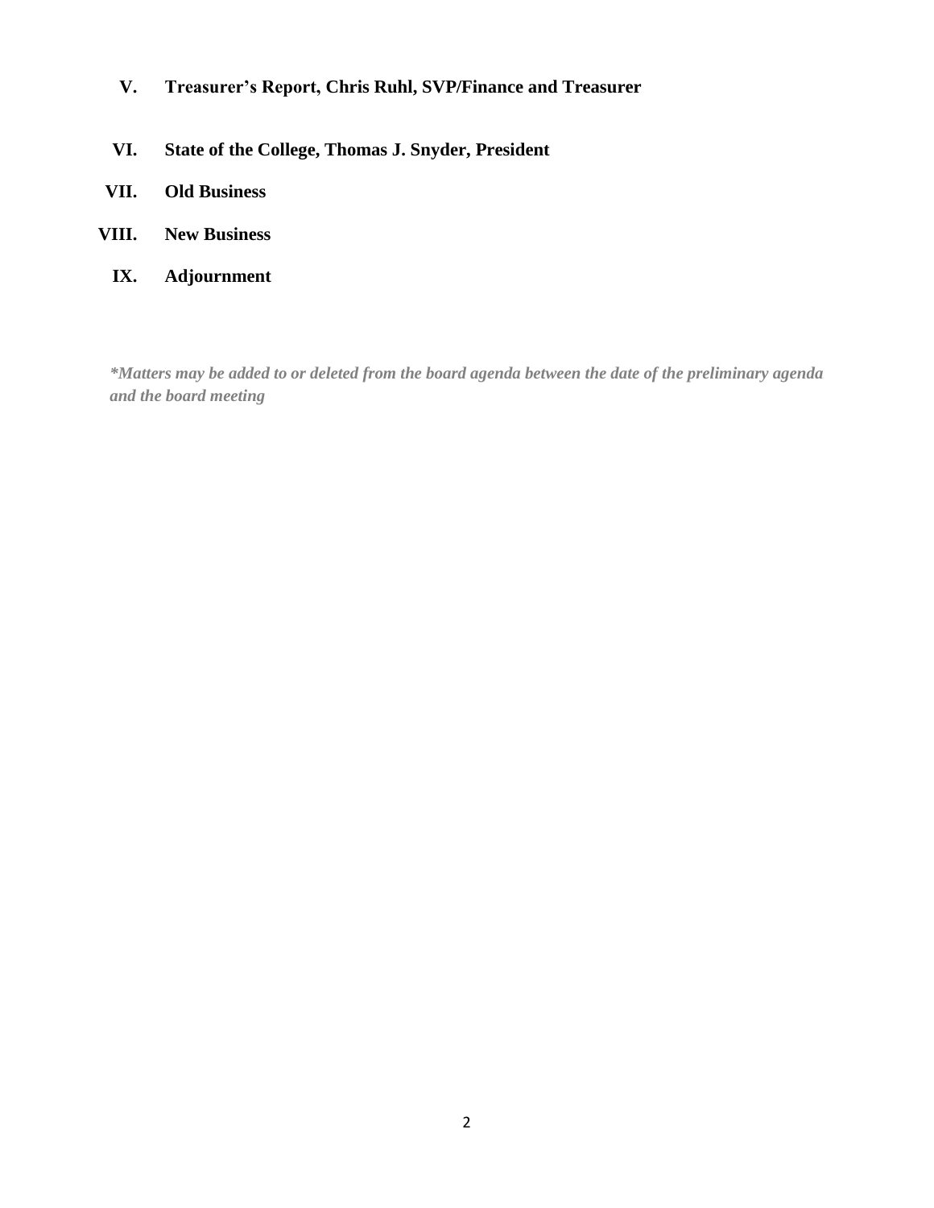**V. Treasurer's Report, Chris Ruhl, SVP/Finance and Treasurer**

**VI. State of the College, Thomas J. Snyder, President**

**VII. Old Business**

**VIII. New Business**

**IX. Adjournment**

***Matters may be added to or deleted from the board agenda between the date of the preliminary agenda and the board meeting***